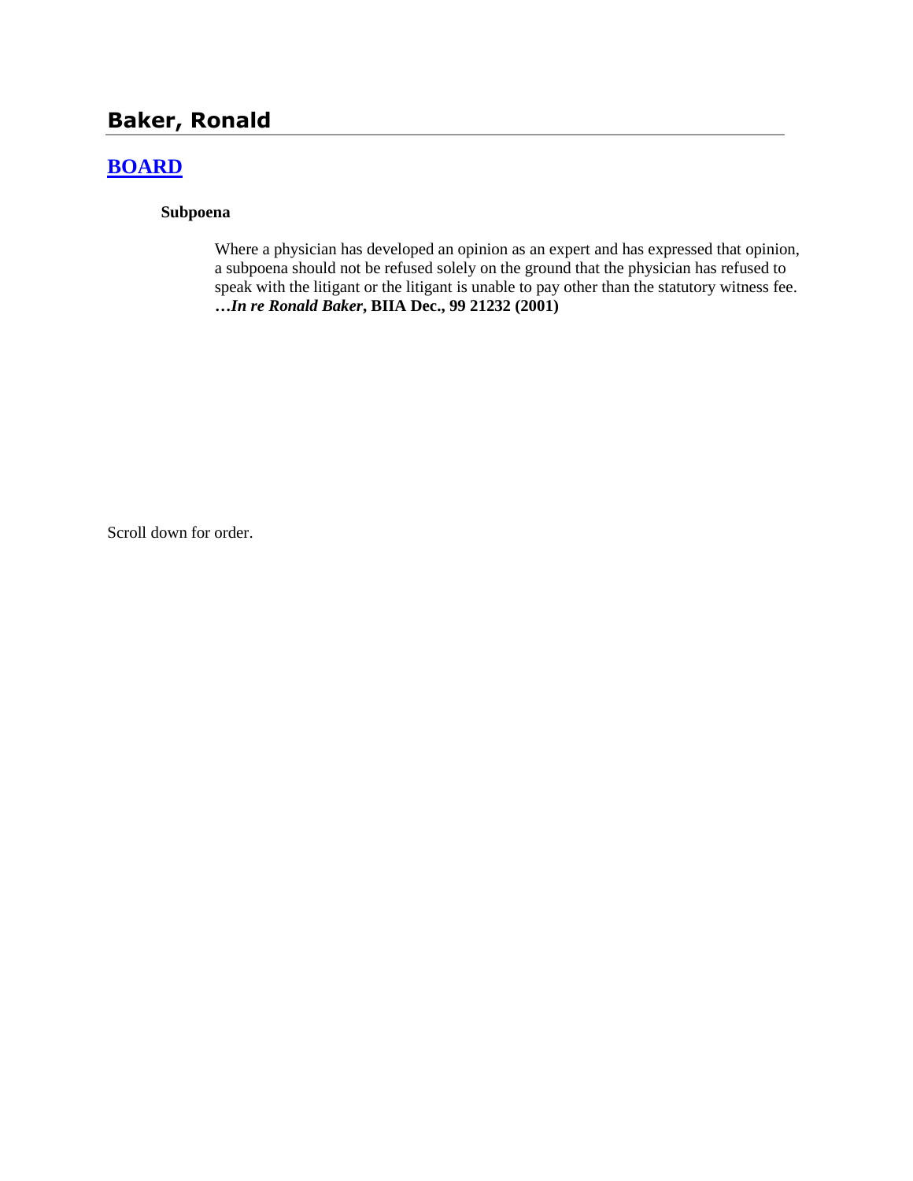# Baker, Ronald

## [BOARD]

### Subpoena

Where a physician has developed an opinion as an expert and has expressed that opinion, a subpoena should not be refused solely on the ground that the physician has refused to speak with the litigant or the litigant is unable to pay other than the statutory witness fee. ***…In re Ronald Baker*, BIIA Dec., 99 21232 (2001)**

Scroll down for order.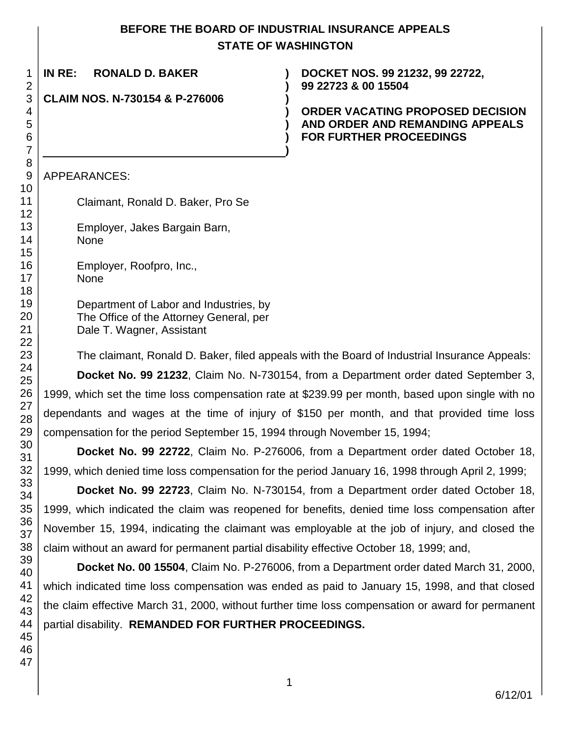**BEFORE THE BOARD OF INDUSTRIAL INSURANCE APPEALS**
**STATE OF WASHINGTON**

**IN RE: RONALD D. BAKER**

**CLAIM NOS. N-730154 & P-276006**

**DOCKET NOS. 99 21232, 99 22722, 99 22723 & 00 15504**

**ORDER VACATING PROPOSED DECISION AND ORDER AND REMANDING APPEALS FOR FURTHER PROCEEDINGS**

APPEARANCES:

Claimant, Ronald D. Baker, Pro Se

Employer, Jakes Bargain Barn,
None

Employer, Roofpro, Inc.,
None

Department of Labor and Industries, by
The Office of the Attorney General, per
Dale T. Wagner, Assistant

The claimant, Ronald D. Baker, filed appeals with the Board of Industrial Insurance Appeals:

**Docket No. 99 21232**, Claim No. N-730154, from a Department order dated September 3, 1999, which set the time loss compensation rate at $239.99 per month, based upon single with no dependants and wages at the time of injury of $150 per month, and that provided time loss compensation for the period September 15, 1994 through November 15, 1994;

**Docket No. 99 22722**, Claim No. P-276006, from a Department order dated October 18, 1999, which denied time loss compensation for the period January 16, 1998 through April 2, 1999;

**Docket No. 99 22723**, Claim No. N-730154, from a Department order dated October 18, 1999, which indicated the claim was reopened for benefits, denied time loss compensation after November 15, 1994, indicating the claimant was employable at the job of injury, and closed the claim without an award for permanent partial disability effective October 18, 1999; and,

**Docket No. 00 15504**, Claim No. P-276006, from a Department order dated March 31, 2000, which indicated time loss compensation was ended as paid to January 15, 1998, and that closed the claim effective March 31, 2000, without further time loss compensation or award for permanent partial disability. **REMANDED FOR FURTHER PROCEEDINGS.**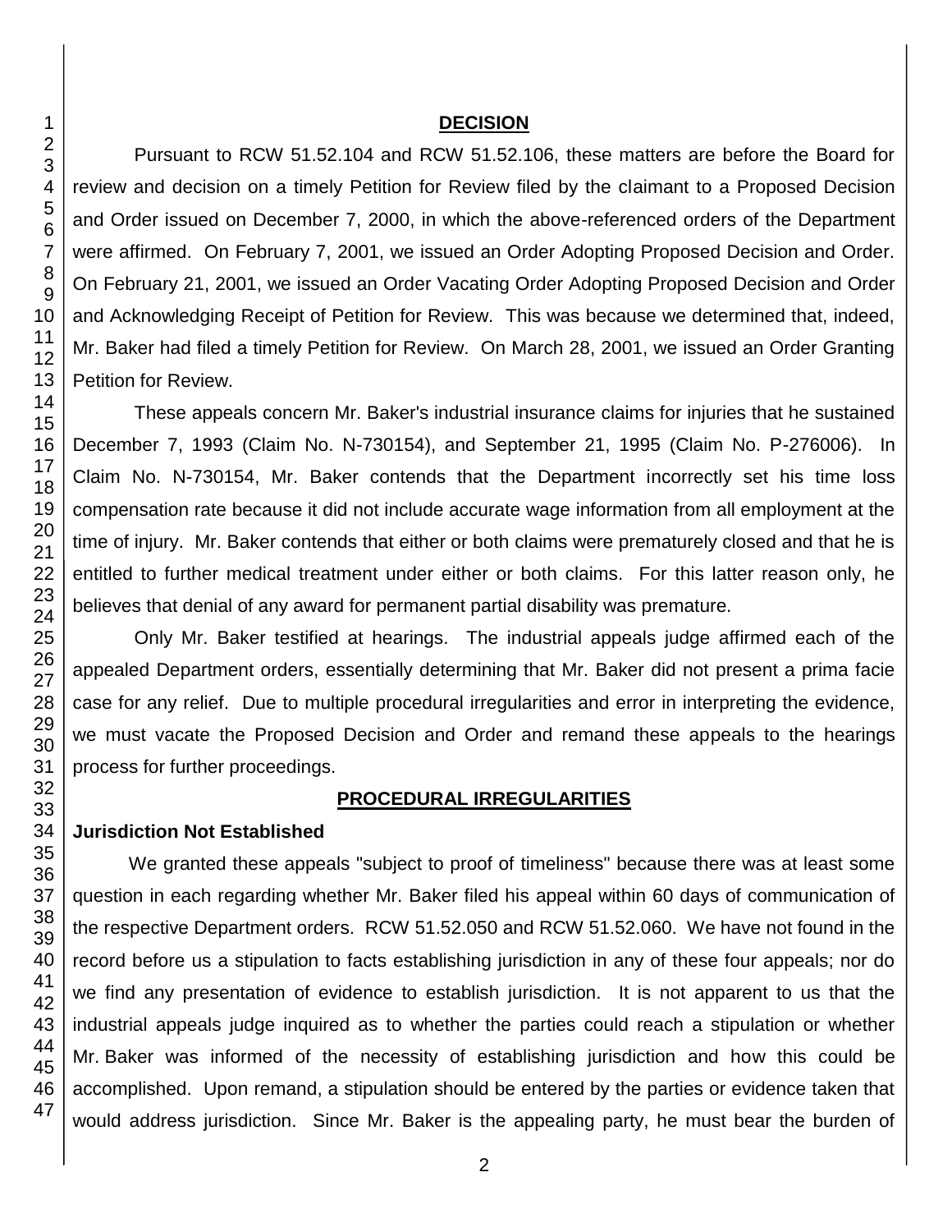## DECISION

Pursuant to RCW 51.52.104 and RCW 51.52.106, these matters are before the Board for review and decision on a timely Petition for Review filed by the claimant to a Proposed Decision and Order issued on December 7, 2000, in which the above-referenced orders of the Department were affirmed. On February 7, 2001, we issued an Order Adopting Proposed Decision and Order. On February 21, 2001, we issued an Order Vacating Order Adopting Proposed Decision and Order and Acknowledging Receipt of Petition for Review. This was because we determined that, indeed, Mr. Baker had filed a timely Petition for Review. On March 28, 2001, we issued an Order Granting Petition for Review.

These appeals concern Mr. Baker's industrial insurance claims for injuries that he sustained December 7, 1993 (Claim No. N-730154), and September 21, 1995 (Claim No. P-276006). In Claim No. N-730154, Mr. Baker contends that the Department incorrectly set his time loss compensation rate because it did not include accurate wage information from all employment at the time of injury. Mr. Baker contends that either or both claims were prematurely closed and that he is entitled to further medical treatment under either or both claims. For this latter reason only, he believes that denial of any award for permanent partial disability was premature.

Only Mr. Baker testified at hearings. The industrial appeals judge affirmed each of the appealed Department orders, essentially determining that Mr. Baker did not present a prima facie case for any relief. Due to multiple procedural irregularities and error in interpreting the evidence, we must vacate the Proposed Decision and Order and remand these appeals to the hearings process for further proceedings.

## PROCEDURAL IRREGULARITIES

### Jurisdiction Not Established

We granted these appeals "subject to proof of timeliness" because there was at least some question in each regarding whether Mr. Baker filed his appeal within 60 days of communication of the respective Department orders. RCW 51.52.050 and RCW 51.52.060. We have not found in the record before us a stipulation to facts establishing jurisdiction in any of these four appeals; nor do we find any presentation of evidence to establish jurisdiction. It is not apparent to us that the industrial appeals judge inquired as to whether the parties could reach a stipulation or whether Mr. Baker was informed of the necessity of establishing jurisdiction and how this could be accomplished. Upon remand, a stipulation should be entered by the parties or evidence taken that would address jurisdiction. Since Mr. Baker is the appealing party, he must bear the burden of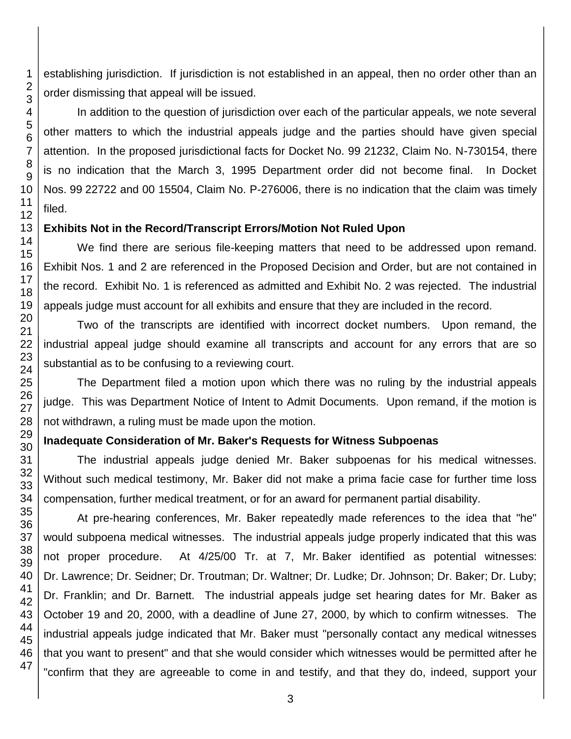establishing jurisdiction. If jurisdiction is not established in an appeal, then no order other than an order dismissing that appeal will be issued.

In addition to the question of jurisdiction over each of the particular appeals, we note several other matters to which the industrial appeals judge and the parties should have given special attention. In the proposed jurisdictional facts for Docket No. 99 21232, Claim No. N-730154, there is no indication that the March 3, 1995 Department order did not become final. In Docket Nos. 99 22722 and 00 15504, Claim No. P-276006, there is no indication that the claim was timely filed.

**Exhibits Not in the Record/Transcript Errors/Motion Not Ruled Upon**

We find there are serious file-keeping matters that need to be addressed upon remand. Exhibit Nos. 1 and 2 are referenced in the Proposed Decision and Order, but are not contained in the record. Exhibit No. 1 is referenced as admitted and Exhibit No. 2 was rejected. The industrial appeals judge must account for all exhibits and ensure that they are included in the record.

Two of the transcripts are identified with incorrect docket numbers. Upon remand, the industrial appeal judge should examine all transcripts and account for any errors that are so substantial as to be confusing to a reviewing court.

The Department filed a motion upon which there was no ruling by the industrial appeals judge. This was Department Notice of Intent to Admit Documents. Upon remand, if the motion is not withdrawn, a ruling must be made upon the motion.

**Inadequate Consideration of Mr. Baker's Requests for Witness Subpoenas**

The industrial appeals judge denied Mr. Baker subpoenas for his medical witnesses. Without such medical testimony, Mr. Baker did not make a prima facie case for further time loss compensation, further medical treatment, or for an award for permanent partial disability.

At pre-hearing conferences, Mr. Baker repeatedly made references to the idea that "he" would subpoena medical witnesses. The industrial appeals judge properly indicated that this was not proper procedure. At 4/25/00 Tr. at 7, Mr. Baker identified as potential witnesses: Dr. Lawrence; Dr. Seidner; Dr. Troutman; Dr. Waltner; Dr. Ludke; Dr. Johnson; Dr. Baker; Dr. Luby; Dr. Franklin; and Dr. Barnett. The industrial appeals judge set hearing dates for Mr. Baker as October 19 and 20, 2000, with a deadline of June 27, 2000, by which to confirm witnesses. The industrial appeals judge indicated that Mr. Baker must "personally contact any medical witnesses that you want to present" and that she would consider which witnesses would be permitted after he "confirm that they are agreeable to come in and testify, and that they do, indeed, support your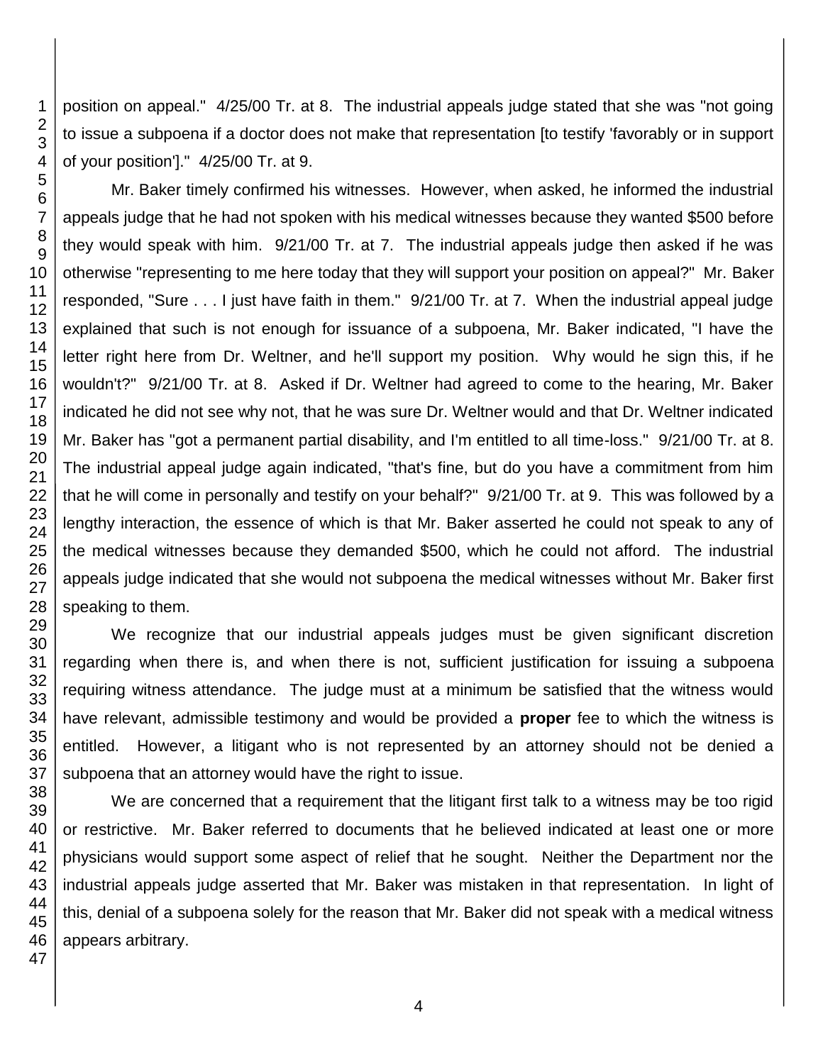position on appeal." 4/25/00 Tr. at 8. The industrial appeals judge stated that she was "not going to issue a subpoena if a doctor does not make that representation [to testify 'favorably or in support of your position']." 4/25/00 Tr. at 9.

Mr. Baker timely confirmed his witnesses. However, when asked, he informed the industrial appeals judge that he had not spoken with his medical witnesses because they wanted $500 before they would speak with him. 9/21/00 Tr. at 7. The industrial appeals judge then asked if he was otherwise "representing to me here today that they will support your position on appeal?" Mr. Baker responded, "Sure . . . I just have faith in them." 9/21/00 Tr. at 7. When the industrial appeal judge explained that such is not enough for issuance of a subpoena, Mr. Baker indicated, "I have the letter right here from Dr. Weltner, and he'll support my position. Why would he sign this, if he wouldn't?" 9/21/00 Tr. at 8. Asked if Dr. Weltner had agreed to come to the hearing, Mr. Baker indicated he did not see why not, that he was sure Dr. Weltner would and that Dr. Weltner indicated Mr. Baker has "got a permanent partial disability, and I'm entitled to all time-loss." 9/21/00 Tr. at 8. The industrial appeal judge again indicated, "that's fine, but do you have a commitment from him that he will come in personally and testify on your behalf?" 9/21/00 Tr. at 9. This was followed by a lengthy interaction, the essence of which is that Mr. Baker asserted he could not speak to any of the medical witnesses because they demanded $500, which he could not afford. The industrial appeals judge indicated that she would not subpoena the medical witnesses without Mr. Baker first speaking to them.

We recognize that our industrial appeals judges must be given significant discretion regarding when there is, and when there is not, sufficient justification for issuing a subpoena requiring witness attendance. The judge must at a minimum be satisfied that the witness would have relevant, admissible testimony and would be provided a **proper** fee to which the witness is entitled. However, a litigant who is not represented by an attorney should not be denied a subpoena that an attorney would have the right to issue.

We are concerned that a requirement that the litigant first talk to a witness may be too rigid or restrictive. Mr. Baker referred to documents that he believed indicated at least one or more physicians would support some aspect of relief that he sought. Neither the Department nor the industrial appeals judge asserted that Mr. Baker was mistaken in that representation. In light of this, denial of a subpoena solely for the reason that Mr. Baker did not speak with a medical witness appears arbitrary.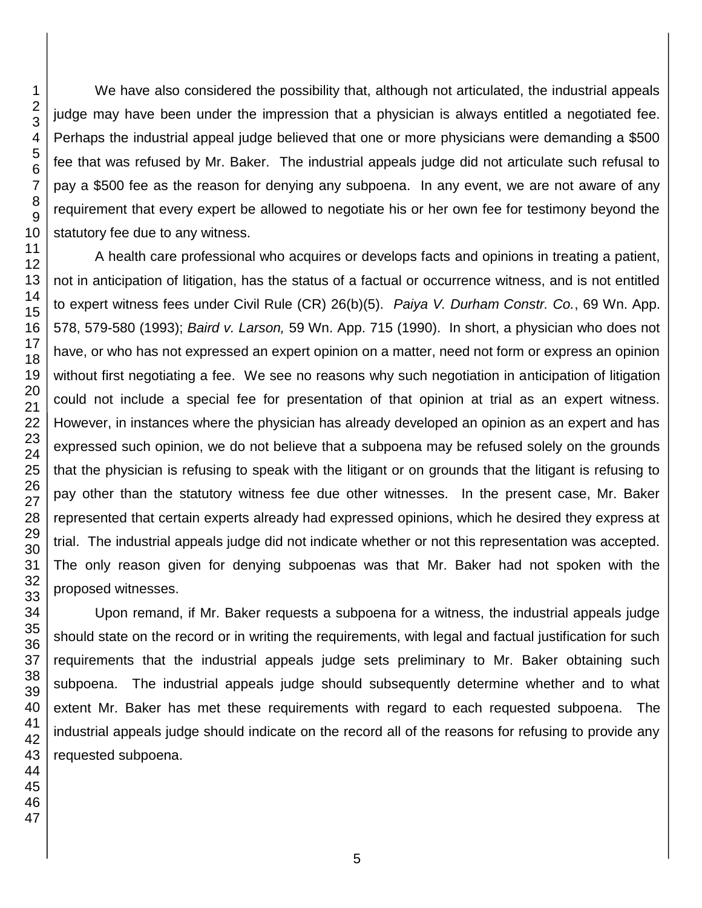We have also considered the possibility that, although not articulated, the industrial appeals judge may have been under the impression that a physician is always entitled a negotiated fee. Perhaps the industrial appeal judge believed that one or more physicians were demanding a $500 fee that was refused by Mr. Baker. The industrial appeals judge did not articulate such refusal to pay a $500 fee as the reason for denying any subpoena. In any event, we are not aware of any requirement that every expert be allowed to negotiate his or her own fee for testimony beyond the statutory fee due to any witness.

A health care professional who acquires or develops facts and opinions in treating a patient, not in anticipation of litigation, has the status of a factual or occurrence witness, and is not entitled to expert witness fees under Civil Rule (CR) 26(b)(5). *Paiya V. Durham Constr. Co.*, 69 Wn. App. 578, 579-580 (1993); *Baird v. Larson,* 59 Wn. App. 715 (1990). In short, a physician who does not have, or who has not expressed an expert opinion on a matter, need not form or express an opinion without first negotiating a fee. We see no reasons why such negotiation in anticipation of litigation could not include a special fee for presentation of that opinion at trial as an expert witness. However, in instances where the physician has already developed an opinion as an expert and has expressed such opinion, we do not believe that a subpoena may be refused solely on the grounds that the physician is refusing to speak with the litigant or on grounds that the litigant is refusing to pay other than the statutory witness fee due other witnesses. In the present case, Mr. Baker represented that certain experts already had expressed opinions, which he desired they express at trial. The industrial appeals judge did not indicate whether or not this representation was accepted. The only reason given for denying subpoenas was that Mr. Baker had not spoken with the proposed witnesses.

Upon remand, if Mr. Baker requests a subpoena for a witness, the industrial appeals judge should state on the record or in writing the requirements, with legal and factual justification for such requirements that the industrial appeals judge sets preliminary to Mr. Baker obtaining such subpoena. The industrial appeals judge should subsequently determine whether and to what extent Mr. Baker has met these requirements with regard to each requested subpoena. The industrial appeals judge should indicate on the record all of the reasons for refusing to provide any requested subpoena.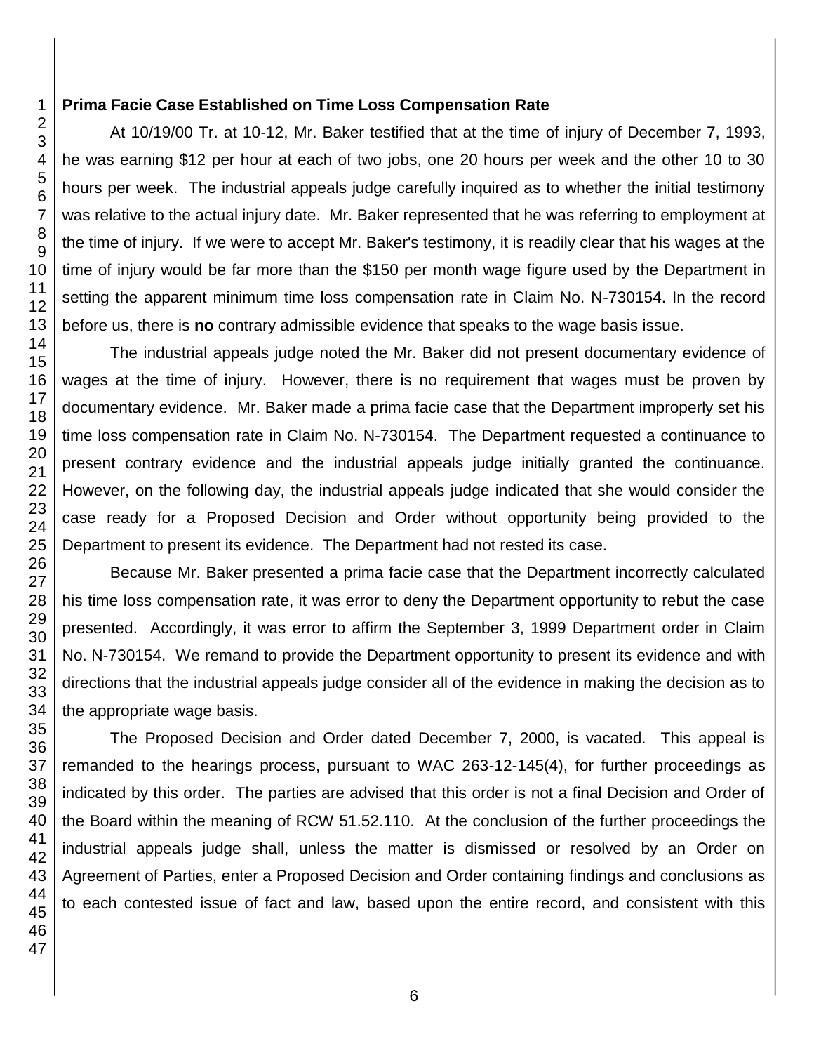**Prima Facie Case Established on Time Loss Compensation Rate**

At 10/19/00 Tr. at 10-12, Mr. Baker testified that at the time of injury of December 7, 1993, he was earning $12 per hour at each of two jobs, one 20 hours per week and the other 10 to 30 hours per week. The industrial appeals judge carefully inquired as to whether the initial testimony was relative to the actual injury date. Mr. Baker represented that he was referring to employment at the time of injury. If we were to accept Mr. Baker's testimony, it is readily clear that his wages at the time of injury would be far more than the $150 per month wage figure used by the Department in setting the apparent minimum time loss compensation rate in Claim No. N-730154. In the record before us, there is **no** contrary admissible evidence that speaks to the wage basis issue.

The industrial appeals judge noted the Mr. Baker did not present documentary evidence of wages at the time of injury. However, there is no requirement that wages must be proven by documentary evidence. Mr. Baker made a prima facie case that the Department improperly set his time loss compensation rate in Claim No. N-730154. The Department requested a continuance to present contrary evidence and the industrial appeals judge initially granted the continuance. However, on the following day, the industrial appeals judge indicated that she would consider the case ready for a Proposed Decision and Order without opportunity being provided to the Department to present its evidence. The Department had not rested its case.

Because Mr. Baker presented a prima facie case that the Department incorrectly calculated his time loss compensation rate, it was error to deny the Department opportunity to rebut the case presented. Accordingly, it was error to affirm the September 3, 1999 Department order in Claim No. N-730154. We remand to provide the Department opportunity to present its evidence and with directions that the industrial appeals judge consider all of the evidence in making the decision as to the appropriate wage basis.

The Proposed Decision and Order dated December 7, 2000, is vacated. This appeal is remanded to the hearings process, pursuant to WAC 263-12-145(4), for further proceedings as indicated by this order. The parties are advised that this order is not a final Decision and Order of the Board within the meaning of RCW 51.52.110. At the conclusion of the further proceedings the industrial appeals judge shall, unless the matter is dismissed or resolved by an Order on Agreement of Parties, enter a Proposed Decision and Order containing findings and conclusions as to each contested issue of fact and law, based upon the entire record, and consistent with this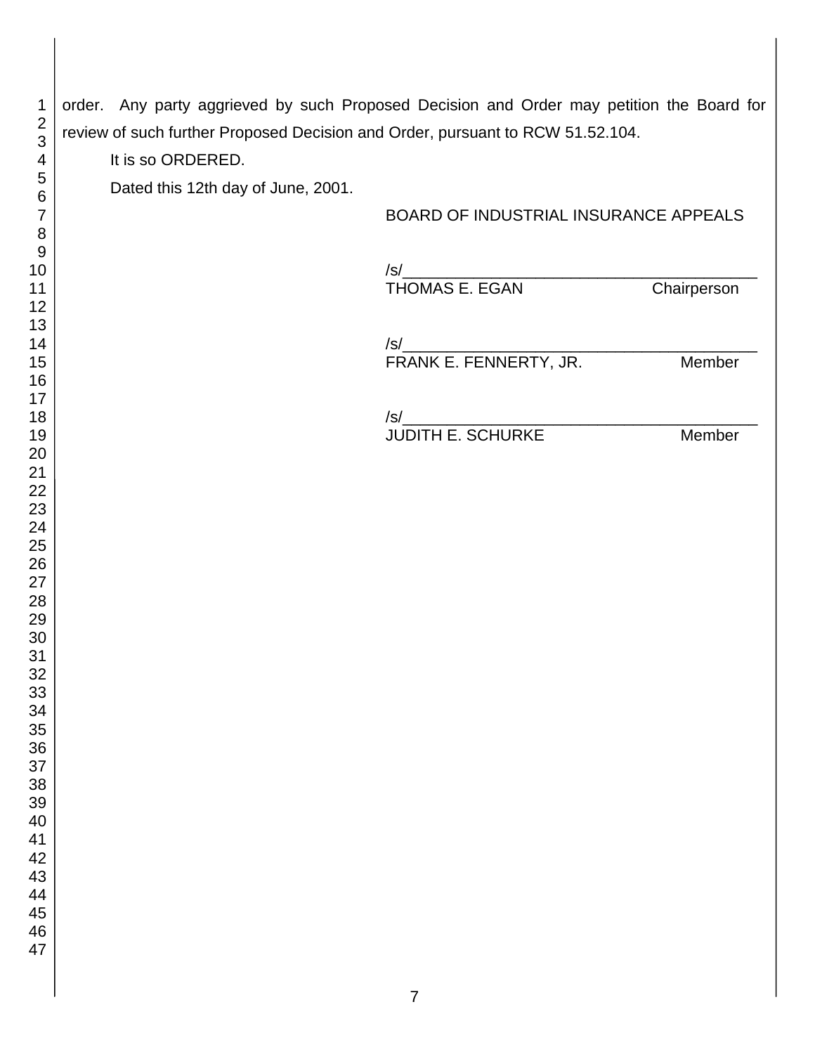order. Any party aggrieved by such Proposed Decision and Order may petition the Board for review of such further Proposed Decision and Order, pursuant to RCW 51.52.104.

It is so ORDERED.

Dated this 12th day of June, 2001.

BOARD OF INDUSTRIAL INSURANCE APPEALS

/s/  
THOMAS E. EGAN Chairperson

/s/  
FRANK E. FENNERTY, JR. Member

/s/  
JUDITH E. SCHURKE Member